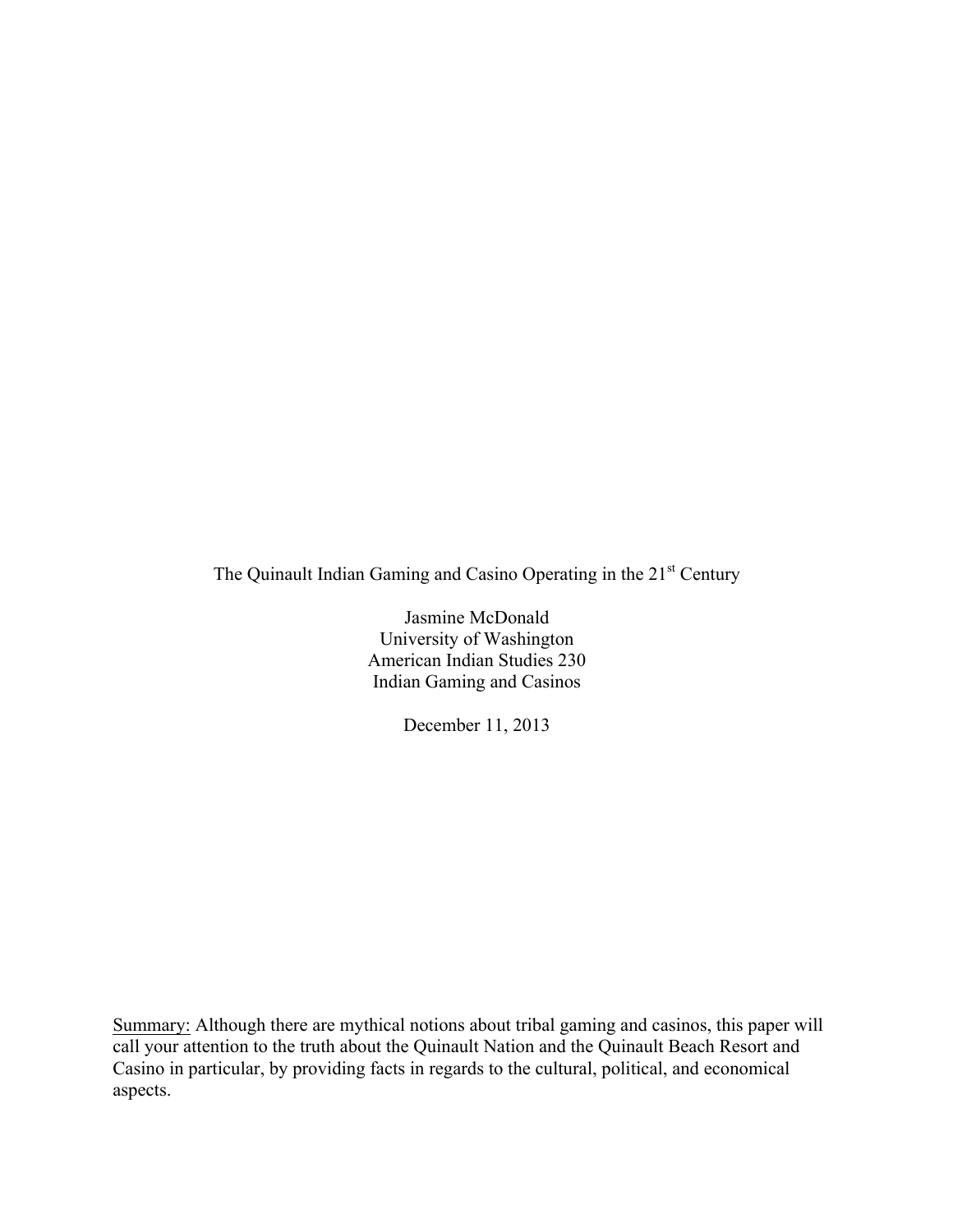# The Quinault Indian Gaming and Casino Operating in the 21st Century

Jasmine McDonald
University of Washington
American Indian Studies 230
Indian Gaming and Casinos

December 11, 2013

Summary: Although there are mythical notions about tribal gaming and casinos, this paper will call your attention to the truth about the Quinault Nation and the Quinault Beach Resort and Casino in particular, by providing facts in regards to the cultural, political, and economical aspects.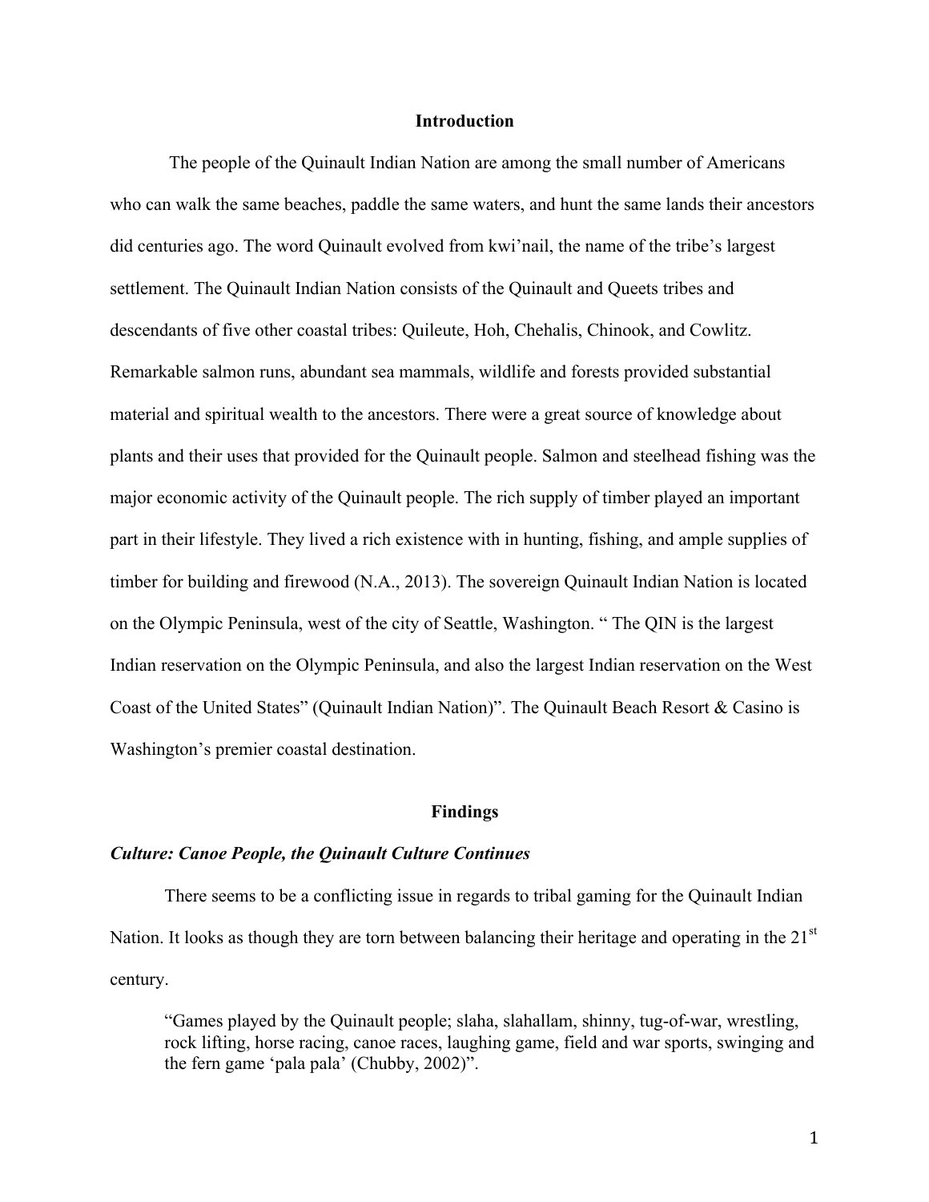## Introduction

The people of the Quinault Indian Nation are among the small number of Americans who can walk the same beaches, paddle the same waters, and hunt the same lands their ancestors did centuries ago. The word Quinault evolved from kwi'nail, the name of the tribe's largest settlement. The Quinault Indian Nation consists of the Quinault and Queets tribes and descendants of five other coastal tribes: Quileute, Hoh, Chehalis, Chinook, and Cowlitz. Remarkable salmon runs, abundant sea mammals, wildlife and forests provided substantial material and spiritual wealth to the ancestors. There were a great source of knowledge about plants and their uses that provided for the Quinault people. Salmon and steelhead fishing was the major economic activity of the Quinault people. The rich supply of timber played an important part in their lifestyle. They lived a rich existence with in hunting, fishing, and ample supplies of timber for building and firewood (N.A., 2013). The sovereign Quinault Indian Nation is located on the Olympic Peninsula, west of the city of Seattle, Washington. " The QIN is the largest Indian reservation on the Olympic Peninsula, and also the largest Indian reservation on the West Coast of the United States" (Quinault Indian Nation)". The Quinault Beach Resort & Casino is Washington's premier coastal destination.

## Findings

### *Culture: Canoe People, the Quinault Culture Continues*

There seems to be a conflicting issue in regards to tribal gaming for the Quinault Indian Nation. It looks as though they are torn between balancing their heritage and operating in the 21st century.

> "Games played by the Quinault people; slaha, slahallam, shinny, tug-of-war, wrestling, rock lifting, horse racing, canoe races, laughing game, field and war sports, swinging and the fern game 'pala pala' (Chubby, 2002)".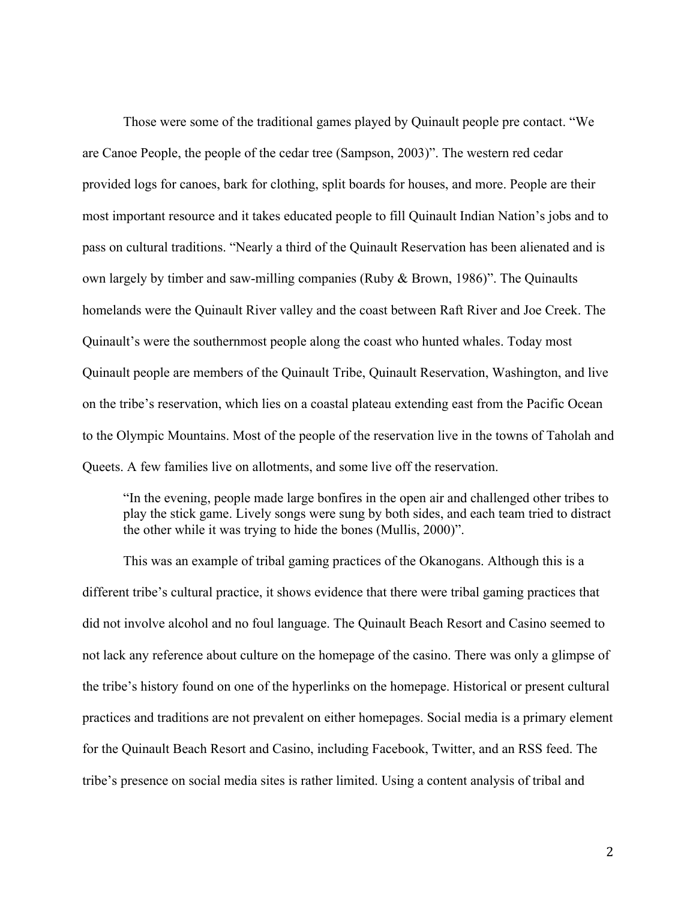Those were some of the traditional games played by Quinault people pre contact. “We are Canoe People, the people of the cedar tree (Sampson, 2003)”. The western red cedar provided logs for canoes, bark for clothing, split boards for houses, and more. People are their most important resource and it takes educated people to fill Quinault Indian Nation’s jobs and to pass on cultural traditions. “Nearly a third of the Quinault Reservation has been alienated and is own largely by timber and saw-milling companies (Ruby & Brown, 1986)”. The Quinaults homelands were the Quinault River valley and the coast between Raft River and Joe Creek. The Quinault’s were the southernmost people along the coast who hunted whales. Today most Quinault people are members of the Quinault Tribe, Quinault Reservation, Washington, and live on the tribe’s reservation, which lies on a coastal plateau extending east from the Pacific Ocean to the Olympic Mountains. Most of the people of the reservation live in the towns of Taholah and Queets. A few families live on allotments, and some live off the reservation.

> “In the evening, people made large bonfires in the open air and challenged other tribes to play the stick game. Lively songs were sung by both sides, and each team tried to distract the other while it was trying to hide the bones (Mullis, 2000)”.

This was an example of tribal gaming practices of the Okanogans. Although this is a different tribe’s cultural practice, it shows evidence that there were tribal gaming practices that did not involve alcohol and no foul language. The Quinault Beach Resort and Casino seemed to not lack any reference about culture on the homepage of the casino. There was only a glimpse of the tribe’s history found on one of the hyperlinks on the homepage. Historical or present cultural practices and traditions are not prevalent on either homepages. Social media is a primary element for the Quinault Beach Resort and Casino, including Facebook, Twitter, and an RSS feed. The tribe’s presence on social media sites is rather limited. Using a content analysis of tribal and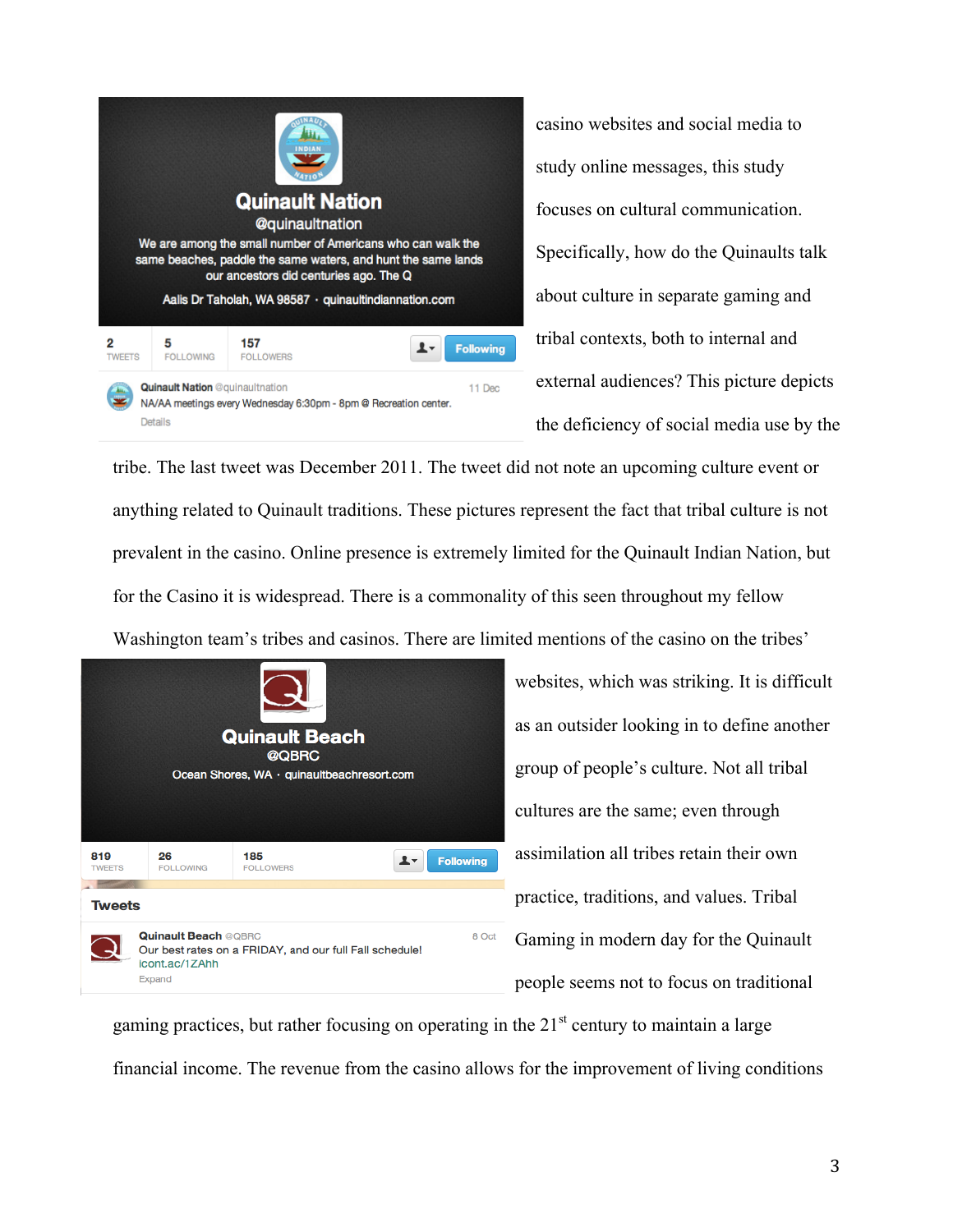casino websites and social media to study online messages, this study focuses on cultural communication. Specifically, how do the Quinaults talk about culture in separate gaming and tribal contexts, both to internal and external audiences? This picture depicts the deficiency of social media use by the tribe. The last tweet was December 2011. The tweet did not note an upcoming culture event or anything related to Quinault traditions. These pictures represent the fact that tribal culture is not prevalent in the casino. Online presence is extremely limited for the Quinault Indian Nation, but for the Casino it is widespread. There is a commonality of this seen throughout my fellow Washington team's tribes and casinos. There are limited mentions of the casino on the tribes' websites, which was striking. It is difficult as an outsider looking in to define another group of people's culture. Not all tribal cultures are the same; even through assimilation all tribes retain their own practice, traditions, and values. Tribal Gaming in modern day for the Quinault people seems not to focus on traditional gaming practices, but rather focusing on operating in the 21st century to maintain a large financial income. The revenue from the casino allows for the improvement of living conditions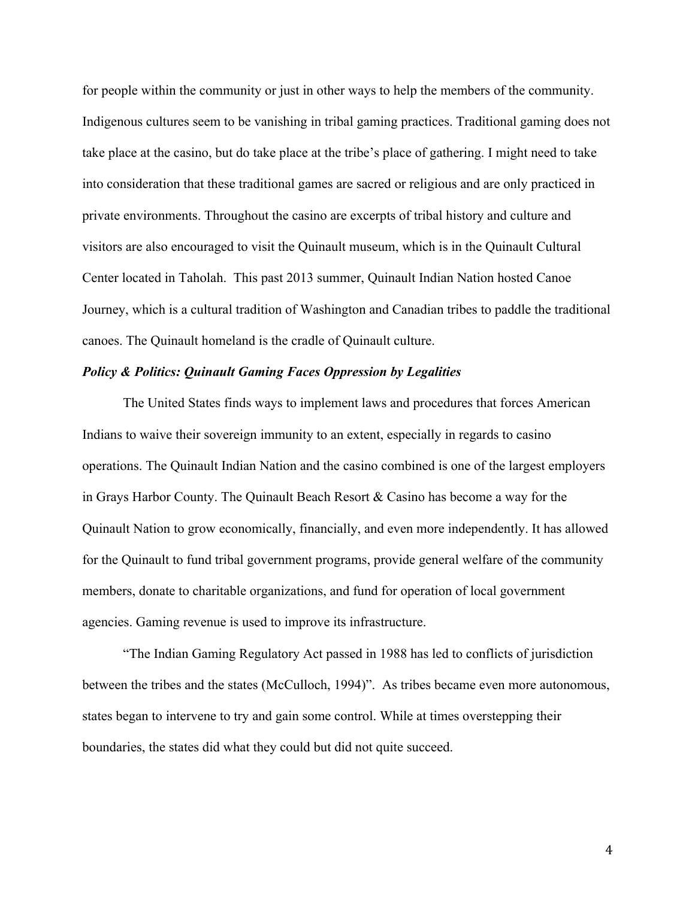for people within the community or just in other ways to help the members of the community. Indigenous cultures seem to be vanishing in tribal gaming practices. Traditional gaming does not take place at the casino, but do take place at the tribe's place of gathering. I might need to take into consideration that these traditional games are sacred or religious and are only practiced in private environments. Throughout the casino are excerpts of tribal history and culture and visitors are also encouraged to visit the Quinault museum, which is in the Quinault Cultural Center located in Taholah. This past 2013 summer, Quinault Indian Nation hosted Canoe Journey, which is a cultural tradition of Washington and Canadian tribes to paddle the traditional canoes. The Quinault homeland is the cradle of Quinault culture.

***Policy & Politics: Quinault Gaming Faces Oppression by Legalities***

The United States finds ways to implement laws and procedures that forces American Indians to waive their sovereign immunity to an extent, especially in regards to casino operations. The Quinault Indian Nation and the casino combined is one of the largest employers in Grays Harbor County. The Quinault Beach Resort & Casino has become a way for the Quinault Nation to grow economically, financially, and even more independently. It has allowed for the Quinault to fund tribal government programs, provide general welfare of the community members, donate to charitable organizations, and fund for operation of local government agencies. Gaming revenue is used to improve its infrastructure.

"The Indian Gaming Regulatory Act passed in 1988 has led to conflicts of jurisdiction between the tribes and the states (McCulloch, 1994)". As tribes became even more autonomous, states began to intervene to try and gain some control. While at times overstepping their boundaries, the states did what they could but did not quite succeed.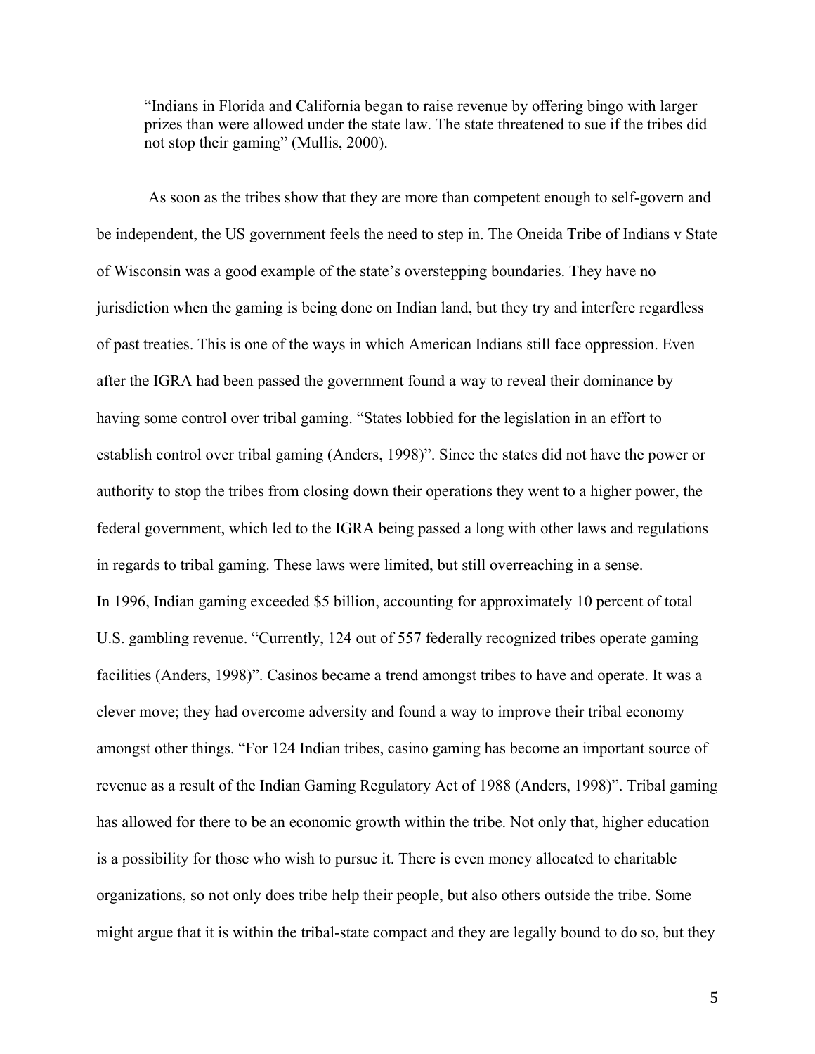> "Indians in Florida and California began to raise revenue by offering bingo with larger prizes than were allowed under the state law. The state threatened to sue if the tribes did not stop their gaming" (Mullis, 2000).

As soon as the tribes show that they are more than competent enough to self-govern and be independent, the US government feels the need to step in. The Oneida Tribe of Indians v State of Wisconsin was a good example of the state's overstepping boundaries. They have no jurisdiction when the gaming is being done on Indian land, but they try and interfere regardless of past treaties. This is one of the ways in which American Indians still face oppression. Even after the IGRA had been passed the government found a way to reveal their dominance by having some control over tribal gaming. "States lobbied for the legislation in an effort to establish control over tribal gaming (Anders, 1998)". Since the states did not have the power or authority to stop the tribes from closing down their operations they went to a higher power, the federal government, which led to the IGRA being passed a long with other laws and regulations in regards to tribal gaming. These laws were limited, but still overreaching in a sense.

In 1996, Indian gaming exceeded $5 billion, accounting for approximately 10 percent of total U.S. gambling revenue. "Currently, 124 out of 557 federally recognized tribes operate gaming facilities (Anders, 1998)". Casinos became a trend amongst tribes to have and operate. It was a clever move; they had overcome adversity and found a way to improve their tribal economy amongst other things. "For 124 Indian tribes, casino gaming has become an important source of revenue as a result of the Indian Gaming Regulatory Act of 1988 (Anders, 1998)". Tribal gaming has allowed for there to be an economic growth within the tribe. Not only that, higher education is a possibility for those who wish to pursue it. There is even money allocated to charitable organizations, so not only does tribe help their people, but also others outside the tribe. Some might argue that it is within the tribal-state compact and they are legally bound to do so, but they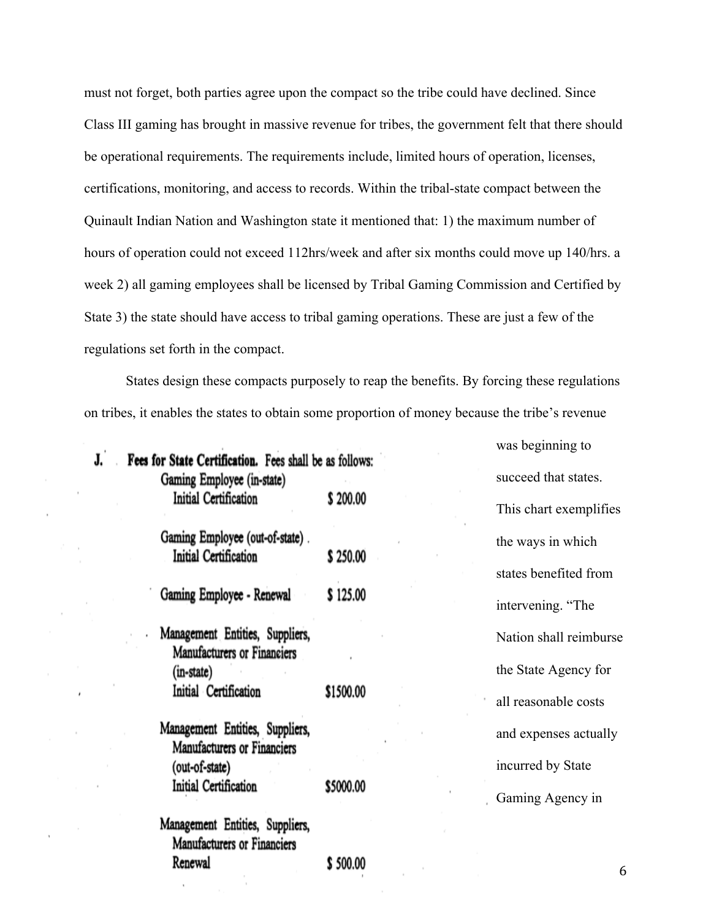must not forget, both parties agree upon the compact so the tribe could have declined. Since Class III gaming has brought in massive revenue for tribes, the government felt that there should be operational requirements. The requirements include, limited hours of operation, licenses, certifications, monitoring, and access to records. Within the tribal-state compact between the Quinault Indian Nation and Washington state it mentioned that: 1) the maximum number of hours of operation could not exceed 112hrs/week and after six months could move up 140/hrs. a week 2) all gaming employees shall be licensed by Tribal Gaming Commission and Certified by State 3) the state should have access to tribal gaming operations. These are just a few of the regulations set forth in the compact.

States design these compacts purposely to reap the benefits. By forcing these regulations on tribes, it enables the states to obtain some proportion of money because the tribe's revenue was beginning to succeed that states. This chart exemplifies the ways in which states benefited from intervening. "The Nation shall reimburse the State Agency for all reasonable costs and expenses actually incurred by State Gaming Agency in

**J. Fees for State Certification.** Fees shall be as follows:

| | |
|---|---|
| Gaming Employee (in-state) Initial Certification | $ 200.00 |
| Gaming Employee (out-of-state) Initial Certification | $ 250.00 |
| Gaming Employee - Renewal | $ 125.00 |
| Management Entities, Suppliers, Manufacturers or Financiers (in-state) Initial Certification | $1500.00 |
| Management Entities, Suppliers, Manufacturers or Financiers (out-of-state) Initial Certification | $5000.00 |
| Management Entities, Suppliers, Manufacturers or Financiers Renewal | $ 500.00 |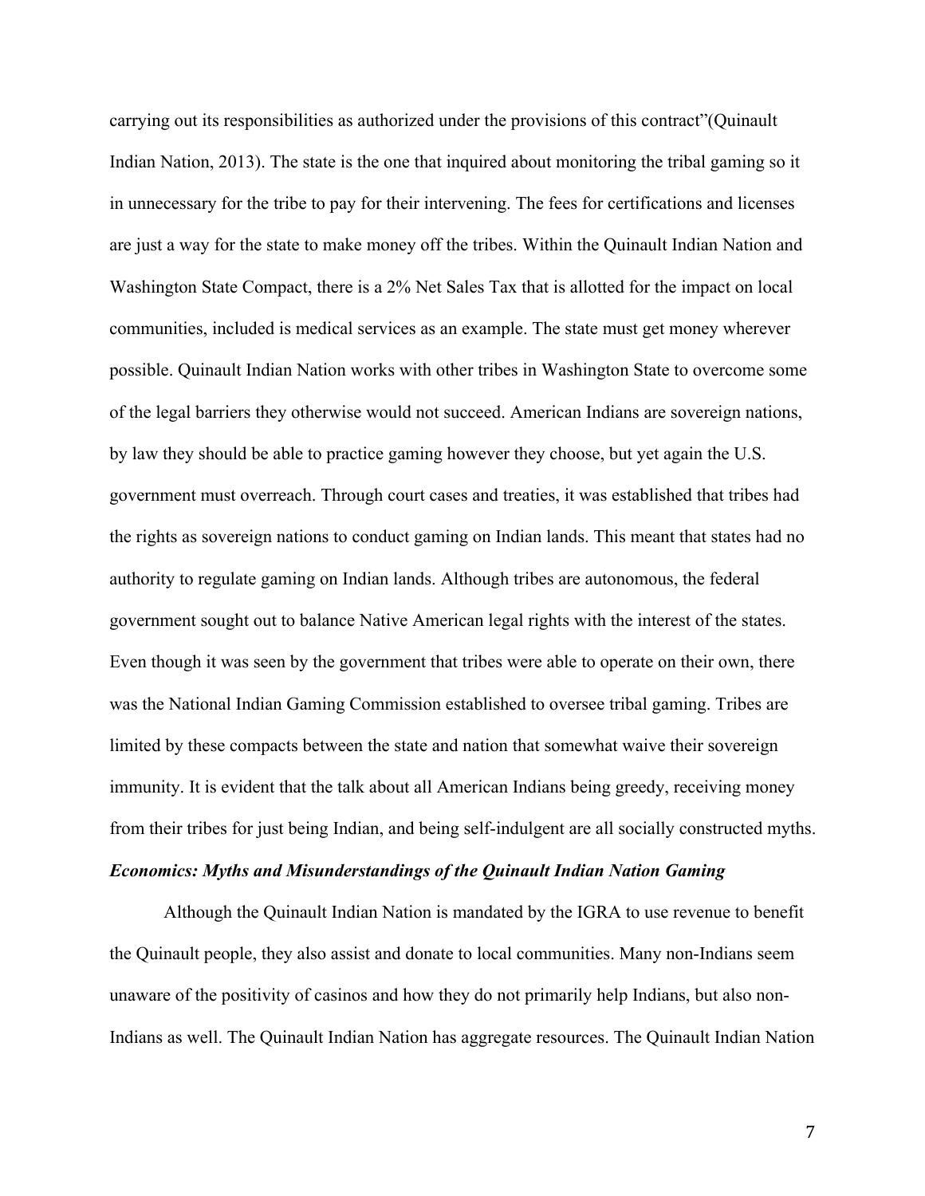carrying out its responsibilities as authorized under the provisions of this contract"(Quinault Indian Nation, 2013). The state is the one that inquired about monitoring the tribal gaming so it in unnecessary for the tribe to pay for their intervening. The fees for certifications and licenses are just a way for the state to make money off the tribes. Within the Quinault Indian Nation and Washington State Compact, there is a 2% Net Sales Tax that is allotted for the impact on local communities, included is medical services as an example. The state must get money wherever possible. Quinault Indian Nation works with other tribes in Washington State to overcome some of the legal barriers they otherwise would not succeed. American Indians are sovereign nations, by law they should be able to practice gaming however they choose, but yet again the U.S. government must overreach. Through court cases and treaties, it was established that tribes had the rights as sovereign nations to conduct gaming on Indian lands. This meant that states had no authority to regulate gaming on Indian lands. Although tribes are autonomous, the federal government sought out to balance Native American legal rights with the interest of the states. Even though it was seen by the government that tribes were able to operate on their own, there was the National Indian Gaming Commission established to oversee tribal gaming. Tribes are limited by these compacts between the state and nation that somewhat waive their sovereign immunity. It is evident that the talk about all American Indians being greedy, receiving money from their tribes for just being Indian, and being self-indulgent are all socially constructed myths.

### *Economics: Myths and Misunderstandings of the Quinault Indian Nation Gaming*

Although the Quinault Indian Nation is mandated by the IGRA to use revenue to benefit the Quinault people, they also assist and donate to local communities. Many non-Indians seem unaware of the positivity of casinos and how they do not primarily help Indians, but also non-Indians as well. The Quinault Indian Nation has aggregate resources. The Quinault Indian Nation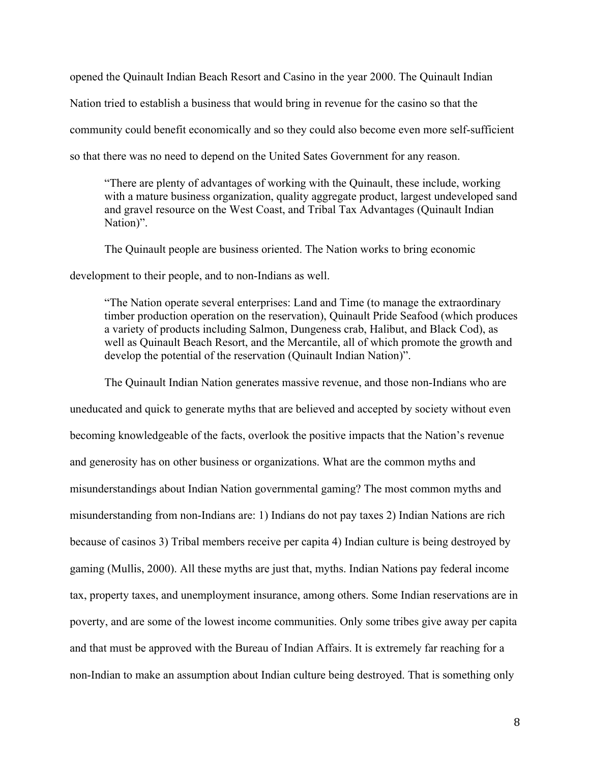opened the Quinault Indian Beach Resort and Casino in the year 2000. The Quinault Indian Nation tried to establish a business that would bring in revenue for the casino so that the community could benefit economically and so they could also become even more self-sufficient so that there was no need to depend on the United Sates Government for any reason.

> "There are plenty of advantages of working with the Quinault, these include, working with a mature business organization, quality aggregate product, largest undeveloped sand and gravel resource on the West Coast, and Tribal Tax Advantages (Quinault Indian Nation)".

The Quinault people are business oriented. The Nation works to bring economic development to their people, and to non-Indians as well.

> "The Nation operate several enterprises: Land and Time (to manage the extraordinary timber production operation on the reservation), Quinault Pride Seafood (which produces a variety of products including Salmon, Dungeness crab, Halibut, and Black Cod), as well as Quinault Beach Resort, and the Mercantile, all of which promote the growth and develop the potential of the reservation (Quinault Indian Nation)".

The Quinault Indian Nation generates massive revenue, and those non-Indians who are uneducated and quick to generate myths that are believed and accepted by society without even becoming knowledgeable of the facts, overlook the positive impacts that the Nation's revenue and generosity has on other business or organizations. What are the common myths and misunderstandings about Indian Nation governmental gaming? The most common myths and misunderstanding from non-Indians are: 1) Indians do not pay taxes 2) Indian Nations are rich because of casinos 3) Tribal members receive per capita 4) Indian culture is being destroyed by gaming (Mullis, 2000). All these myths are just that, myths. Indian Nations pay federal income tax, property taxes, and unemployment insurance, among others. Some Indian reservations are in poverty, and are some of the lowest income communities. Only some tribes give away per capita and that must be approved with the Bureau of Indian Affairs. It is extremely far reaching for a non-Indian to make an assumption about Indian culture being destroyed. That is something only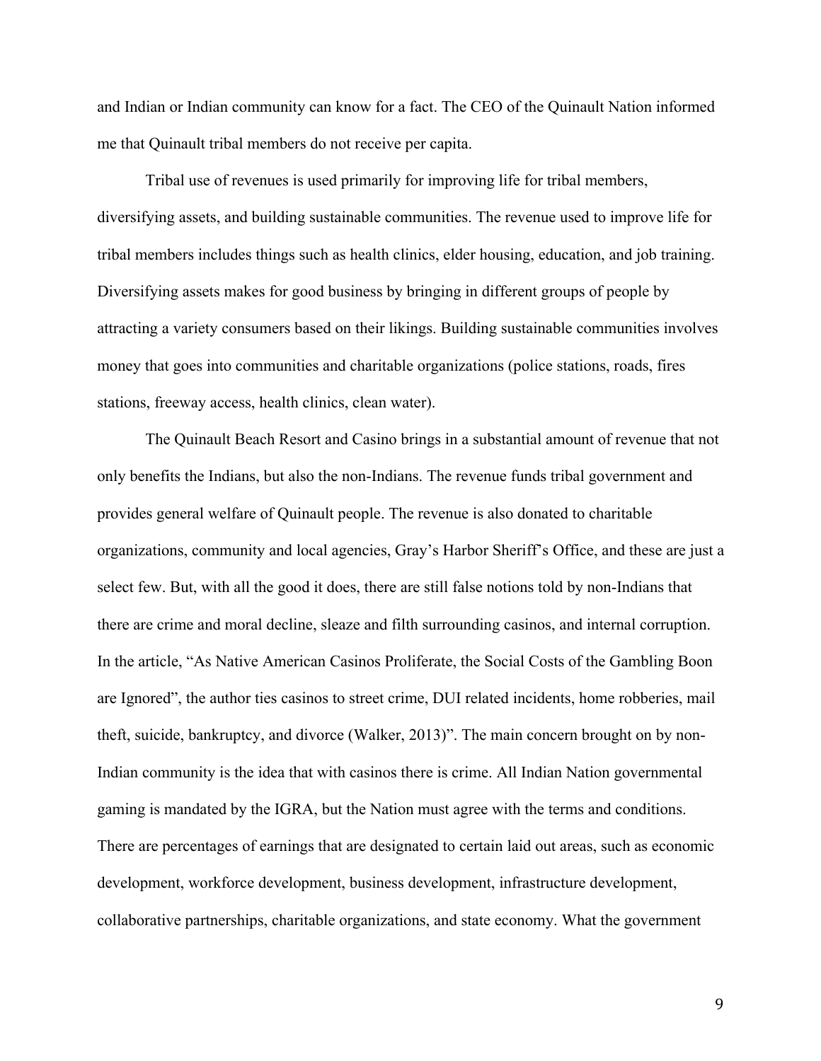and Indian or Indian community can know for a fact. The CEO of the Quinault Nation informed me that Quinault tribal members do not receive per capita.

Tribal use of revenues is used primarily for improving life for tribal members, diversifying assets, and building sustainable communities. The revenue used to improve life for tribal members includes things such as health clinics, elder housing, education, and job training. Diversifying assets makes for good business by bringing in different groups of people by attracting a variety consumers based on their likings. Building sustainable communities involves money that goes into communities and charitable organizations (police stations, roads, fires stations, freeway access, health clinics, clean water).

The Quinault Beach Resort and Casino brings in a substantial amount of revenue that not only benefits the Indians, but also the non-Indians. The revenue funds tribal government and provides general welfare of Quinault people. The revenue is also donated to charitable organizations, community and local agencies, Gray's Harbor Sheriff's Office, and these are just a select few. But, with all the good it does, there are still false notions told by non-Indians that there are crime and moral decline, sleaze and filth surrounding casinos, and internal corruption. In the article, "As Native American Casinos Proliferate, the Social Costs of the Gambling Boon are Ignored", the author ties casinos to street crime, DUI related incidents, home robberies, mail theft, suicide, bankruptcy, and divorce (Walker, 2013)". The main concern brought on by non-Indian community is the idea that with casinos there is crime. All Indian Nation governmental gaming is mandated by the IGRA, but the Nation must agree with the terms and conditions. There are percentages of earnings that are designated to certain laid out areas, such as economic development, workforce development, business development, infrastructure development, collaborative partnerships, charitable organizations, and state economy. What the government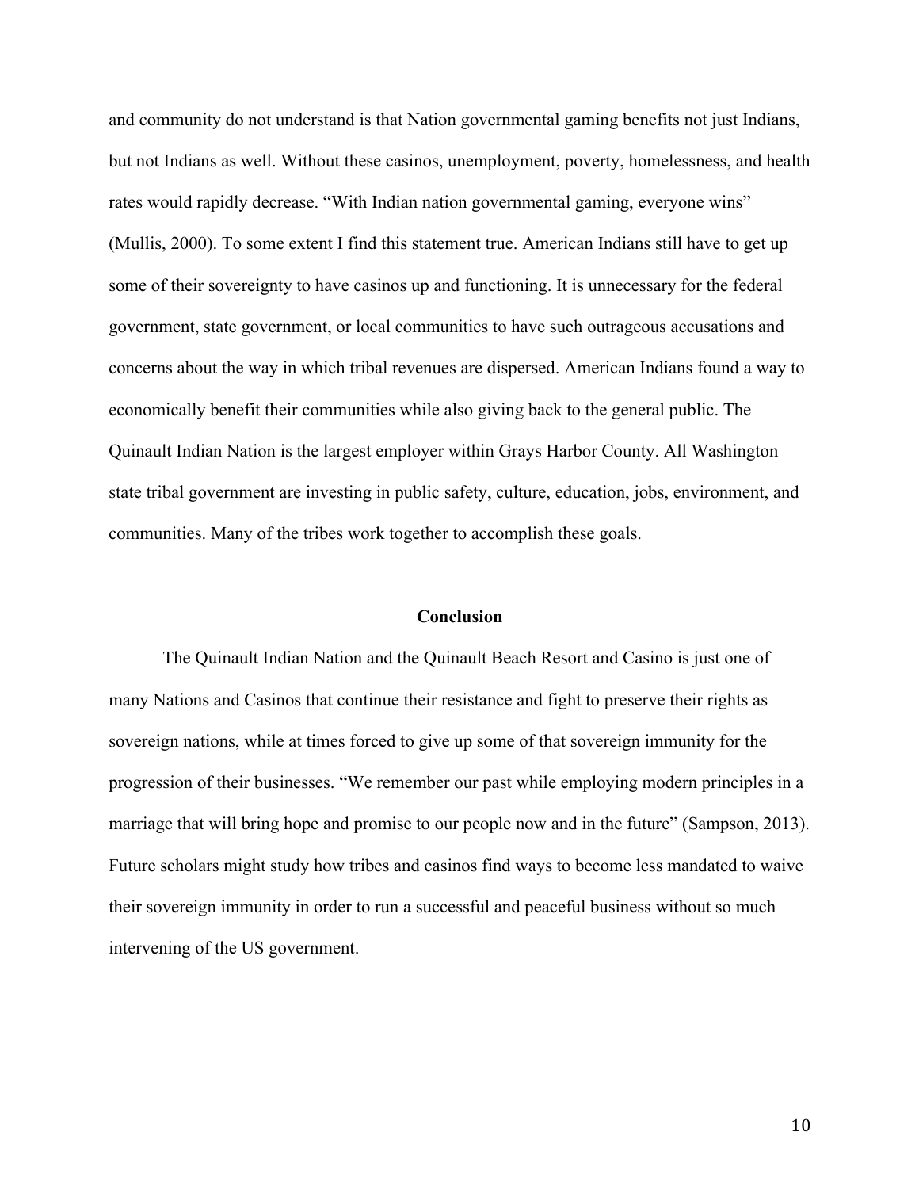and community do not understand is that Nation governmental gaming benefits not just Indians, but not Indians as well. Without these casinos, unemployment, poverty, homelessness, and health rates would rapidly decrease. "With Indian nation governmental gaming, everyone wins" (Mullis, 2000). To some extent I find this statement true. American Indians still have to get up some of their sovereignty to have casinos up and functioning. It is unnecessary for the federal government, state government, or local communities to have such outrageous accusations and concerns about the way in which tribal revenues are dispersed. American Indians found a way to economically benefit their communities while also giving back to the general public. The Quinault Indian Nation is the largest employer within Grays Harbor County. All Washington state tribal government are investing in public safety, culture, education, jobs, environment, and communities. Many of the tribes work together to accomplish these goals.

## Conclusion

The Quinault Indian Nation and the Quinault Beach Resort and Casino is just one of many Nations and Casinos that continue their resistance and fight to preserve their rights as sovereign nations, while at times forced to give up some of that sovereign immunity for the progression of their businesses. "We remember our past while employing modern principles in a marriage that will bring hope and promise to our people now and in the future" (Sampson, 2013). Future scholars might study how tribes and casinos find ways to become less mandated to waive their sovereign immunity in order to run a successful and peaceful business without so much intervening of the US government.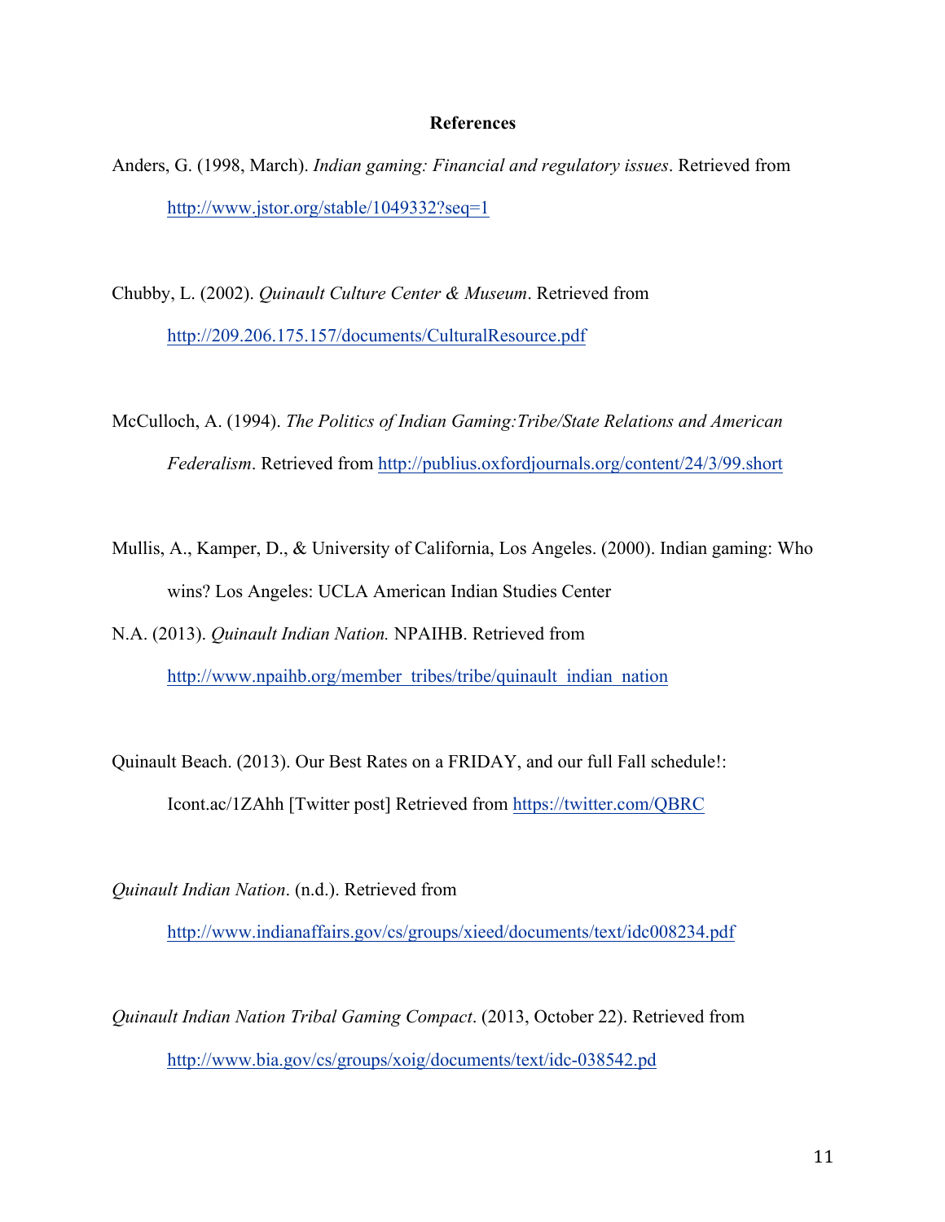# References

Anders, G. (1998, March). *Indian gaming: Financial and regulatory issues*. Retrieved from http://www.jstor.org/stable/1049332?seq=1

Chubby, L. (2002). *Quinault Culture Center & Museum*. Retrieved from http://209.206.175.157/documents/CulturalResource.pdf

McCulloch, A. (1994). *The Politics of Indian Gaming:Tribe/State Relations and American Federalism*. Retrieved from http://publius.oxfordjournals.org/content/24/3/99.short

Mullis, A., Kamper, D., & University of California, Los Angeles. (2000). Indian gaming: Who wins? Los Angeles: UCLA American Indian Studies Center

N.A. (2013). *Quinault Indian Nation.* NPAIHB. Retrieved from http://www.npaihb.org/member_tribes/tribe/quinault_indian_nation

Quinault Beach. (2013). Our Best Rates on a FRIDAY, and our full Fall schedule!: Icont.ac/1ZAhh [Twitter post] Retrieved from https://twitter.com/QBRC

*Quinault Indian Nation*. (n.d.). Retrieved from http://www.indianaffairs.gov/cs/groups/xieed/documents/text/idc008234.pdf

*Quinault Indian Nation Tribal Gaming Compact*. (2013, October 22). Retrieved from http://www.bia.gov/cs/groups/xoig/documents/text/idc-038542.pd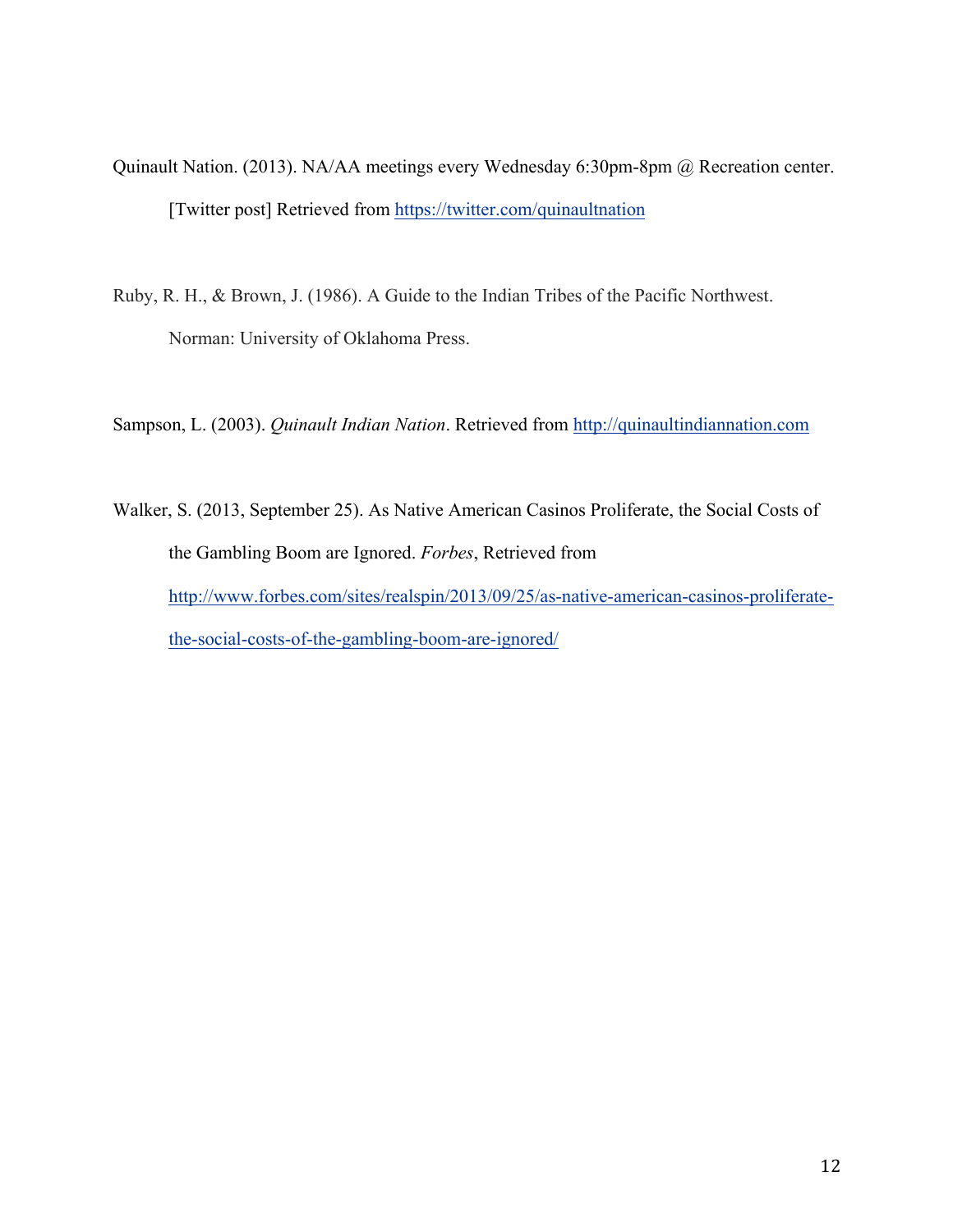Quinault Nation. (2013). NA/AA meetings every Wednesday 6:30pm-8pm @ Recreation center. [Twitter post] Retrieved from https://twitter.com/quinaultnation

Ruby, R. H., & Brown, J. (1986). A Guide to the Indian Tribes of the Pacific Northwest. Norman: University of Oklahoma Press.

Sampson, L. (2003). *Quinault Indian Nation*. Retrieved from http://quinaultindiannation.com

Walker, S. (2013, September 25). As Native American Casinos Proliferate, the Social Costs of the Gambling Boom are Ignored. *Forbes*, Retrieved from http://www.forbes.com/sites/realspin/2013/09/25/as-native-american-casinos-proliferate-the-social-costs-of-the-gambling-boom-are-ignored/